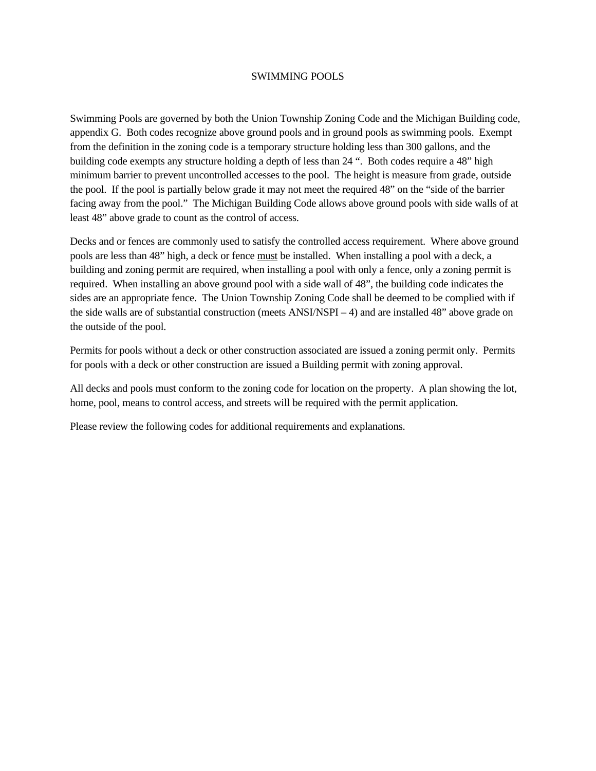# SWIMMING POOLS

Swimming Pools are governed by both the Union Township Zoning Code and the Michigan Building code, appendix G. Both codes recognize above ground pools and in ground pools as swimming pools. Exempt from the definition in the zoning code is a temporary structure holding less than 300 gallons, and the building code exempts any structure holding a depth of less than 24 ". Both codes require a 48" high minimum barrier to prevent uncontrolled accesses to the pool. The height is measure from grade, outside the pool. If the pool is partially below grade it may not meet the required 48" on the "side of the barrier facing away from the pool." The Michigan Building Code allows above ground pools with side walls of at least 48" above grade to count as the control of access.

Decks and or fences are commonly used to satisfy the controlled access requirement. Where above ground pools are less than 48" high, a deck or fence <u>must</u> be installed. When installing a pool with a deck, a building and zoning permit are required, when installing a pool with only a fence, only a zoning permit is required. When installing an above ground pool with a side wall of 48", the building code indicates the sides are an appropriate fence. The Union Township Zoning Code shall be deemed to be complied with if the side walls are of substantial construction (meets ANSI/NSPI – 4) and are installed 48" above grade on the outside of the pool.

Permits for pools without a deck or other construction associated are issued a zoning permit only. Permits for pools with a deck or other construction are issued a Building permit with zoning approval.

All decks and pools must conform to the zoning code for location on the property. A plan showing the lot, home, pool, means to control access, and streets will be required with the permit application.

Please review the following codes for additional requirements and explanations.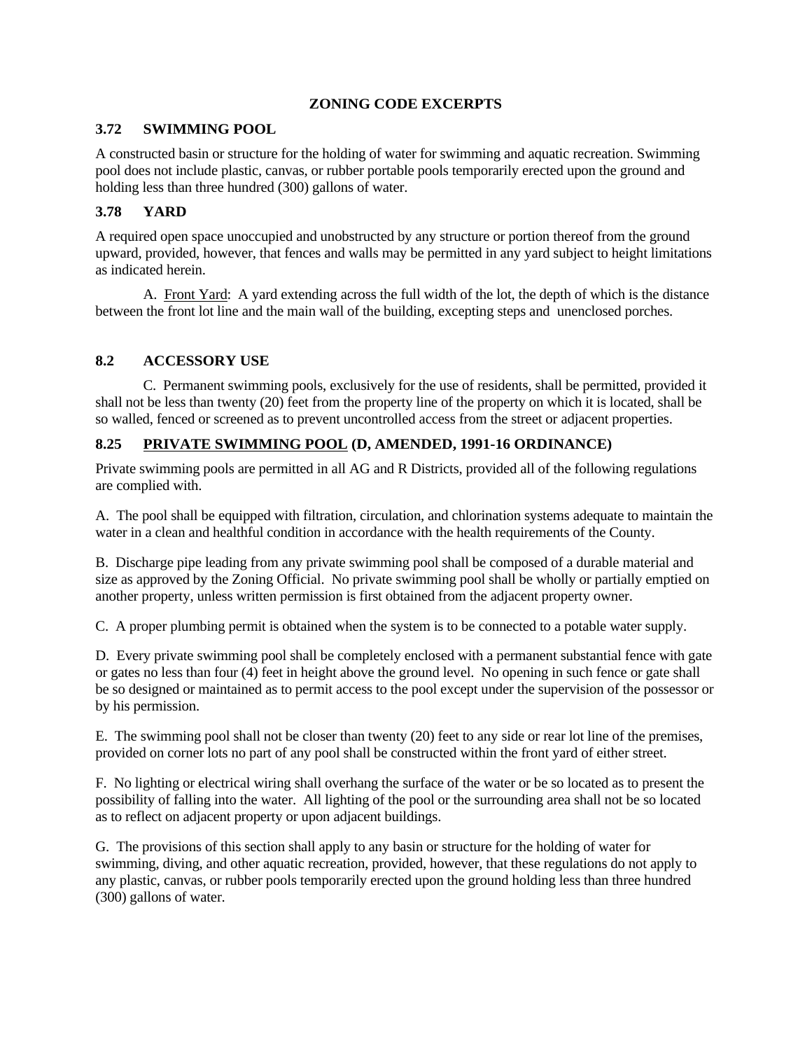# ZONING CODE EXCERPTS

## 3.72 SWIMMING POOL

A constructed basin or structure for the holding of water for swimming and aquatic recreation. Swimming pool does not include plastic, canvas, or rubber portable pools temporarily erected upon the ground and holding less than three hundred (300) gallons of water.

## 3.78 YARD

A required open space unoccupied and unobstructed by any structure or portion thereof from the ground upward, provided, however, that fences and walls may be permitted in any yard subject to height limitations as indicated herein.

A. Front Yard: A yard extending across the full width of the lot, the depth of which is the distance between the front lot line and the main wall of the building, excepting steps and unenclosed porches.

## 8.2 ACCESSORY USE

C. Permanent swimming pools, exclusively for the use of residents, shall be permitted, provided it shall not be less than twenty (20) feet from the property line of the property on which it is located, shall be so walled, fenced or screened as to prevent uncontrolled access from the street or adjacent properties.

## 8.25 PRIVATE SWIMMING POOL (D, AMENDED, 1991-16 ORDINANCE)

Private swimming pools are permitted in all AG and R Districts, provided all of the following regulations are complied with.

A. The pool shall be equipped with filtration, circulation, and chlorination systems adequate to maintain the water in a clean and healthful condition in accordance with the health requirements of the County.

B. Discharge pipe leading from any private swimming pool shall be composed of a durable material and size as approved by the Zoning Official. No private swimming pool shall be wholly or partially emptied on another property, unless written permission is first obtained from the adjacent property owner.

C. A proper plumbing permit is obtained when the system is to be connected to a potable water supply.

D. Every private swimming pool shall be completely enclosed with a permanent substantial fence with gate or gates no less than four (4) feet in height above the ground level. No opening in such fence or gate shall be so designed or maintained as to permit access to the pool except under the supervision of the possessor or by his permission.

E. The swimming pool shall not be closer than twenty (20) feet to any side or rear lot line of the premises, provided on corner lots no part of any pool shall be constructed within the front yard of either street.

F. No lighting or electrical wiring shall overhang the surface of the water or be so located as to present the possibility of falling into the water. All lighting of the pool or the surrounding area shall not be so located as to reflect on adjacent property or upon adjacent buildings.

G. The provisions of this section shall apply to any basin or structure for the holding of water for swimming, diving, and other aquatic recreation, provided, however, that these regulations do not apply to any plastic, canvas, or rubber pools temporarily erected upon the ground holding less than three hundred (300) gallons of water.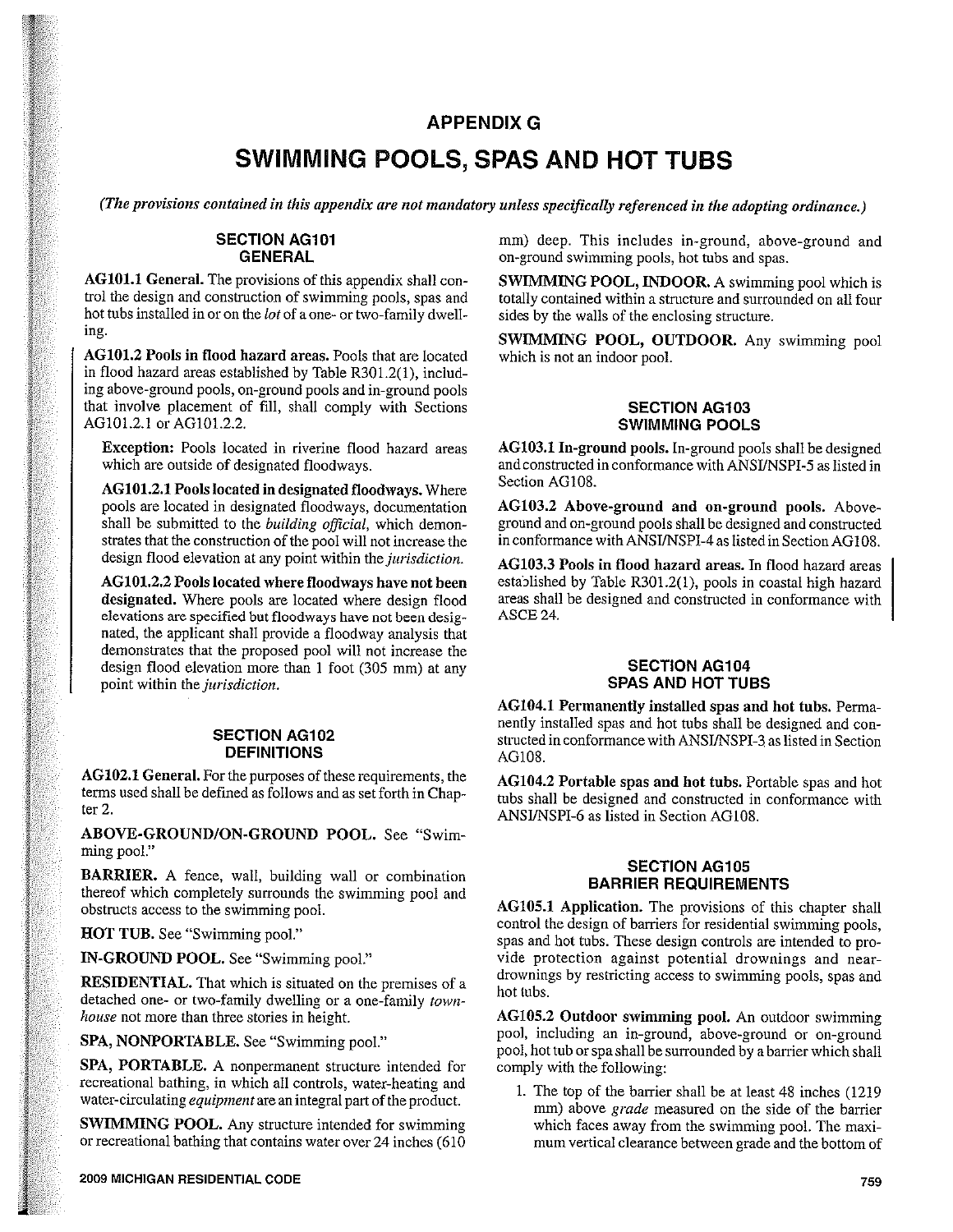# APPENDIX G

# SWIMMING POOLS, SPAS AND HOT TUBS

*(The provisions contained in this appendix are not mandatory unless specifically referenced in the adopting ordinance.)*

## SECTION AG101 GENERAL

**AG101.1 General.** The provisions of this appendix shall control the design and construction of swimming pools, spas and hot tubs installed in or on the *lot* of a one- or two-family dwelling.

**AG101.2 Pools in flood hazard areas.** Pools that are located in flood hazard areas established by Table R301.2(1), including above-ground pools, on-ground pools and in-ground pools that involve placement of fill, shall comply with Sections AG101.2.1 or AG101.2.2.

**Exception:** Pools located in riverine flood hazard areas which are outside of designated floodways.

**AG101.2.1 Pools located in designated floodways.** Where pools are located in designated floodways, documentation shall be submitted to the *building official*, which demonstrates that the construction of the pool will not increase the design flood elevation at any point within the *jurisdiction*.

**AG101.2.2 Pools located where floodways have not been designated.** Where pools are located where design flood elevations are specified but floodways have not been designated, the applicant shall provide a floodway analysis that demonstrates that the proposed pool will not increase the design flood elevation more than 1 foot (305 mm) at any point within the *jurisdiction*.

## SECTION AG102 DEFINITIONS

**AG102.1 General.** For the purposes of these requirements, the terms used shall be defined as follows and as set forth in Chapter 2.

**ABOVE-GROUND/ON-GROUND POOL.** See "Swimming pool."

**BARRIER.** A fence, wall, building wall or combination thereof which completely surrounds the swimming pool and obstructs access to the swimming pool.

**HOT TUB.** See "Swimming pool."

**IN-GROUND POOL.** See "Swimming pool."

**RESIDENTIAL.** That which is situated on the premises of a detached one- or two-family dwelling or a one-family *townhouse* not more than three stories in height.

**SPA, NONPORTABLE.** See "Swimming pool."

**SPA, PORTABLE.** A nonpermanent structure intended for recreational bathing, in which all controls, water-heating and water-circulating *equipment* are an integral part of the product.

**SWIMMING POOL.** Any structure intended for swimming or recreational bathing that contains water over 24 inches (610 mm) deep. This includes in-ground, above-ground and on-ground swimming pools, hot tubs and spas.

**SWIMMING POOL, INDOOR.** A swimming pool which is totally contained within a structure and surrounded on all four sides by the walls of the enclosing structure.

**SWIMMING POOL, OUTDOOR.** Any swimming pool which is not an indoor pool.

## SECTION AG103 SWIMMING POOLS

**AG103.1 In-ground pools.** In-ground pools shall be designed and constructed in conformance with ANSI/NSPI-5 as listed in Section AG108.

**AG103.2 Above-ground and on-ground pools.** Above-ground and on-ground pools shall be designed and constructed in conformance with ANSI/NSPI-4 as listed in Section AG108.

**AG103.3 Pools in flood hazard areas.** In flood hazard areas established by Table R301.2(1), pools in coastal high hazard areas shall be designed and constructed in conformance with ASCE 24.

## SECTION AG104 SPAS AND HOT TUBS

**AG104.1 Permanently installed spas and hot tubs.** Permanently installed spas and hot tubs shall be designed and constructed in conformance with ANSI/NSPI-3 as listed in Section AG108.

**AG104.2 Portable spas and hot tubs.** Portable spas and hot tubs shall be designed and constructed in conformance with ANSI/NSPI-6 as listed in Section AG108.

## SECTION AG105 BARRIER REQUIREMENTS

**AG105.1 Application.** The provisions of this chapter shall control the design of barriers for residential swimming pools, spas and hot tubs. These design controls are intended to provide protection against potential drownings and near-drownings by restricting access to swimming pools, spas and hot tubs.

**AG105.2 Outdoor swimming pool.** An outdoor swimming pool, including an in-ground, above-ground or on-ground pool, hot tub or spa shall be surrounded by a barrier which shall comply with the following:

1. The top of the barrier shall be at least 48 inches (1219 mm) above *grade* measured on the side of the barrier which faces away from the swimming pool. The maximum vertical clearance between grade and the bottom of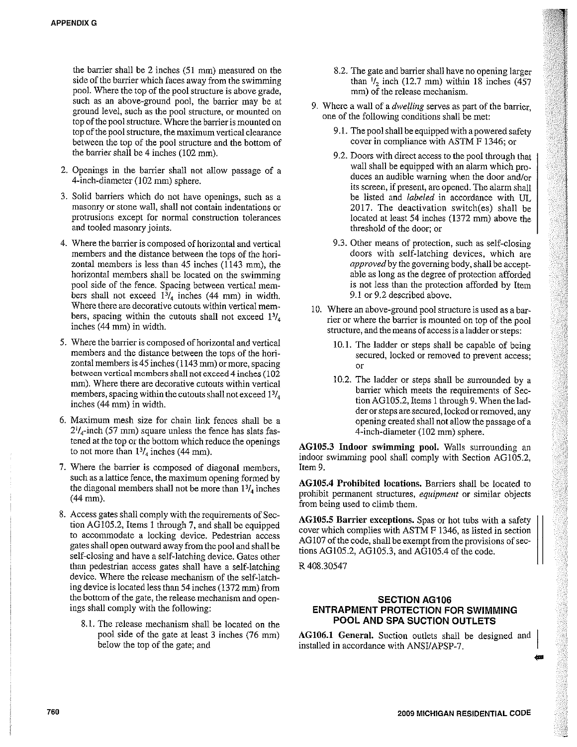the barrier shall be 2 inches (51 mm) measured on the side of the barrier which faces away from the swimming pool. Where the top of the pool structure is above grade, such as an above-ground pool, the barrier may be at ground level, such as the pool structure, or mounted on top of the pool structure. Where the barrier is mounted on top of the pool structure, the maximum vertical clearance between the top of the pool structure and the bottom of the barrier shall be 4 inches (102 mm).

2. Openings in the barrier shall not allow passage of a 4-inch-diameter (102 mm) sphere.

3. Solid barriers which do not have openings, such as a masonry or stone wall, shall not contain indentations or protrusions except for normal construction tolerances and tooled masonry joints.

4. Where the barrier is composed of horizontal and vertical members and the distance between the tops of the horizontal members is less than 45 inches (1143 mm), the horizontal members shall be located on the swimming pool side of the fence. Spacing between vertical members shall not exceed $1^3/_4$ inches (44 mm) in width. Where there are decorative cutouts within vertical members, spacing within the cutouts shall not exceed $1^3/_4$ inches (44 mm) in width.

5. Where the barrier is composed of horizontal and vertical members and the distance between the tops of the horizontal members is 45 inches (1143 mm) or more, spacing between vertical members shall not exceed 4 inches (102 mm). Where there are decorative cutouts within vertical members, spacing within the cutouts shall not exceed $1^3/_4$ inches (44 mm) in width.

6. Maximum mesh size for chain link fences shall be a $2^1/_4$-inch (57 mm) square unless the fence has slats fastened at the top or the bottom which reduce the openings to not more than $1^3/_4$ inches (44 mm).

7. Where the barrier is composed of diagonal members, such as a lattice fence, the maximum opening formed by the diagonal members shall not be more than $1^3/_4$ inches (44 mm).

8. Access gates shall comply with the requirements of Section AG105.2, Items 1 through 7, and shall be equipped to accommodate a locking device. Pedestrian access gates shall open outward away from the pool and shall be self-closing and have a self-latching device. Gates other than pedestrian access gates shall have a self-latching device. Where the release mechanism of the self-latching device is located less than 54 inches (1372 mm) from the bottom of the gate, the release mechanism and openings shall comply with the following:

   8.1. The release mechanism shall be located on the pool side of the gate at least 3 inches (76 mm) below the top of the gate; and

   8.2. The gate and barrier shall have no opening larger than $^1/_2$ inch (12.7 mm) within 18 inches (457 mm) of the release mechanism.

9. Where a wall of a *dwelling* serves as part of the barrier, one of the following conditions shall be met:

   9.1. The pool shall be equipped with a powered safety cover in compliance with ASTM F 1346; or

   9.2. Doors with direct access to the pool through that wall shall be equipped with an alarm which produces an audible warning when the door and/or its screen, if present, are opened. The alarm shall be listed and *labeled* in accordance with UL 2017. The deactivation switch(es) shall be located at least 54 inches (1372 mm) above the threshold of the door; or

   9.3. Other means of protection, such as self-closing doors with self-latching devices, which are *approved* by the governing body, shall be acceptable as long as the degree of protection afforded is not less than the protection afforded by Item 9.1 or 9.2 described above.

10. Where an above-ground pool structure is used as a barrier or where the barrier is mounted on top of the pool structure, and the means of access is a ladder or steps:

    10.1. The ladder or steps shall be capable of being secured, locked or removed to prevent access; or

    10.2. The ladder or steps shall be surrounded by a barrier which meets the requirements of Section AG105.2, Items 1 through 9. When the ladder or steps are secured, locked or removed, any opening created shall not allow the passage of a 4-inch-diameter (102 mm) sphere.

**AG105.3 Indoor swimming pool.** Walls surrounding an indoor swimming pool shall comply with Section AG105.2, Item 9.

**AG105.4 Prohibited locations.** Barriers shall be located to prohibit permanent structures, *equipment* or similar objects from being used to climb them.

**AG105.5 Barrier exceptions.** Spas or hot tubs with a safety cover which complies with ASTM F 1346, as listed in section AG107 of the code, shall be exempt from the provisions of sections AG105.2, AG105.3, and AG105.4 of the code.

R 408.30547

## SECTION AG106
## ENTRAPMENT PROTECTION FOR SWIMMING POOL AND SPA SUCTION OUTLETS

**AG106.1 General.** Suction outlets shall be designed and installed in accordance with ANSI/APSP-7.